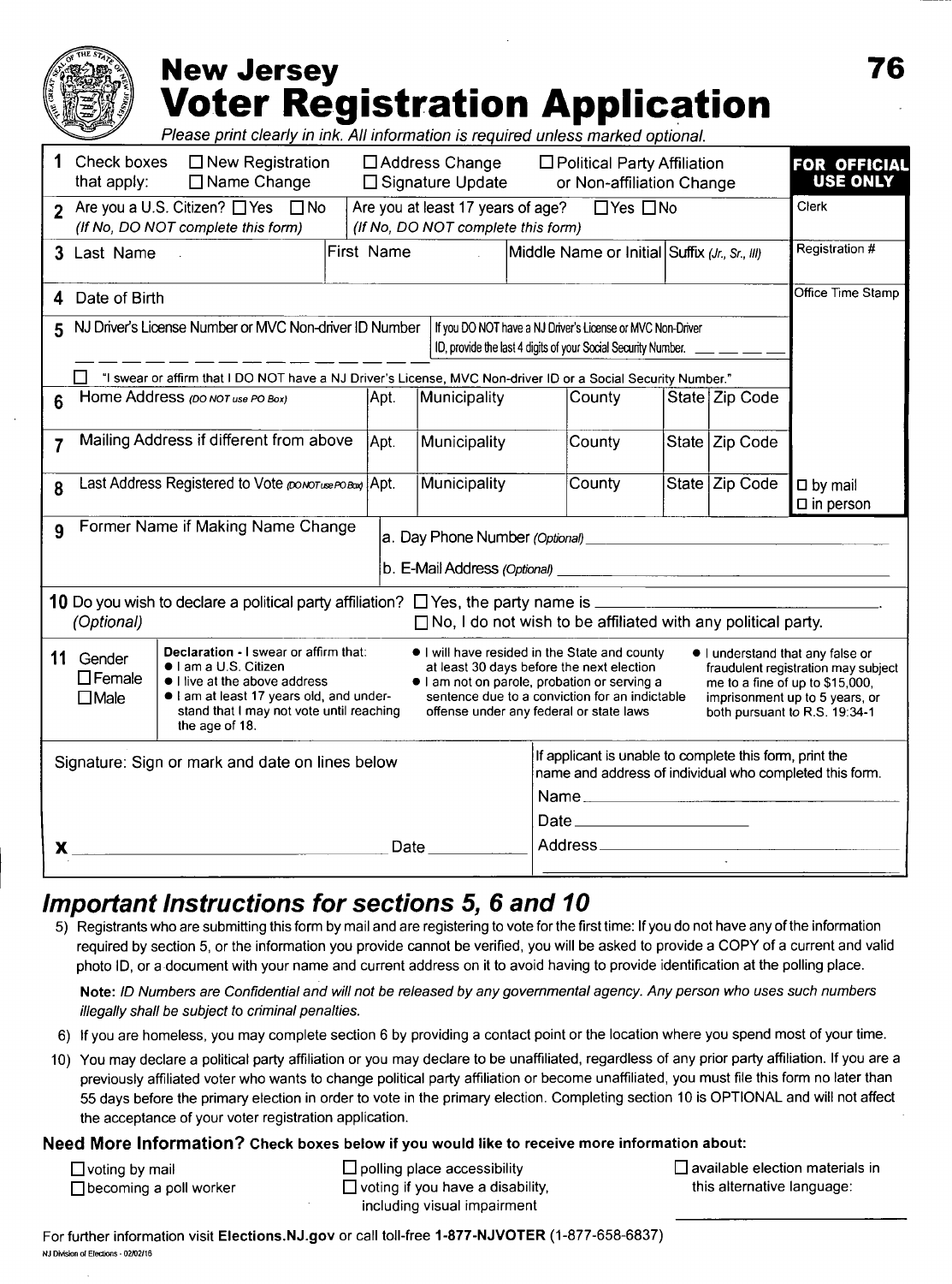# New Jersey Voter Registration Application

76

*Please print clearly in ink. All information is required unless marked optional.*

**1** Check boxes that apply: ☐ New Registration ☐ Name Change ☐ Address Change ☐ Signature Update ☐ Political Party Affiliation or Non-affiliation Change

**FOR OFFICIAL USE ONLY**

Clerk

Registration #

Office Time Stamp

**2** Are you a U.S. Citizen? ☐ Yes ☐ No *(If No, DO NOT complete this form)*

Are you at least 17 years of age? ☐ Yes ☐ No *(If No, DO NOT complete this form)*

**3** Last Name | First Name | Middle Name or Initial | Suffix *(Jr., Sr., III)*

**4** Date of Birth

**5** NJ Driver's License Number or MVC Non-driver ID Number _ _ _ _ _ _ _ _ _ _ _ _ _ _ _

If you DO NOT have a NJ Driver's License or MVC Non-Driver ID, provide the last 4 digits of your Social Security Number. _ _ _ _

☐ "I swear or affirm that I DO NOT have a NJ Driver's License, MVC Non-driver ID or a Social Security Number."

| | Apt. | Municipality | County | State | Zip Code |
|---|---|---|---|---|---|
| **6** Home Address *(DO NOT use PO Box)* | | | | | |
| **7** Mailing Address if different from above | | | | | |
| **8** Last Address Registered to Vote *(DO NOT use PO Box)* | | | | | |

☐ by mail
☐ in person

**9** Former Name if Making Name Change

a. Day Phone Number *(Optional)* ____________________

b. E-Mail Address *(Optional)* ____________________

**10** Do you wish to declare a political party affiliation? ☐ Yes, the party name is ____________________.
*(Optional)* ☐ No, I do not wish to be affiliated with any political party.

**11** Gender
☐ Female
☐ Male

**Declaration** - I swear or affirm that:
- I am a U.S. Citizen
- I live at the above address
- I am at least 17 years old, and understand that I may not vote until reaching the age of 18.
- I will have resided in the State and county at least 30 days before the next election
- I am not on parole, probation or serving a sentence due to a conviction for an indictable offense under any federal or state laws
- I understand that any false or fraudulent registration may subject me to a fine of up to $15,000, imprisonment up to 5 years, or both pursuant to R.S. 19:34-1

Signature: Sign or mark and date on lines below

**X** ____________________ Date ____________

If applicant is unable to complete this form, print the name and address of individual who completed this form.

Name ____________________

Date ____________________

Address ____________________

## *Important Instructions for sections 5, 6 and 10*

5) Registrants who are submitting this form by mail and are registering to vote for the first time: If you do not have any of the information required by section 5, or the information you provide cannot be verified, you will be asked to provide a COPY of a current and valid photo ID, or a document with your name and current address on it to avoid having to provide identification at the polling place.

**Note:** *ID Numbers are Confidential and will not be released by any governmental agency. Any person who uses such numbers illegally shall be subject to criminal penalties.*

6) If you are homeless, you may complete section 6 by providing a contact point or the location where you spend most of your time.

10) You may declare a political party affiliation or you may declare to be unaffiliated, regardless of any prior party affiliation. If you are a previously affiliated voter who wants to change political party affiliation or become unaffiliated, you must file this form no later than 55 days before the primary election in order to vote in the primary election. Completing section 10 is OPTIONAL and will not affect the acceptance of your voter registration application.

**Need More Information? Check boxes below if you would like to receive more information about:**

☐ voting by mail
☐ becoming a poll worker
☐ polling place accessibility
☐ voting if you have a disability, including visual impairment
☐ available election materials in this alternative language: ____________________

For further information visit **Elections.NJ.gov** or call toll-free **1-877-NJVOTER** (1-877-658-6837)

NJ Division of Elections - 02/02/16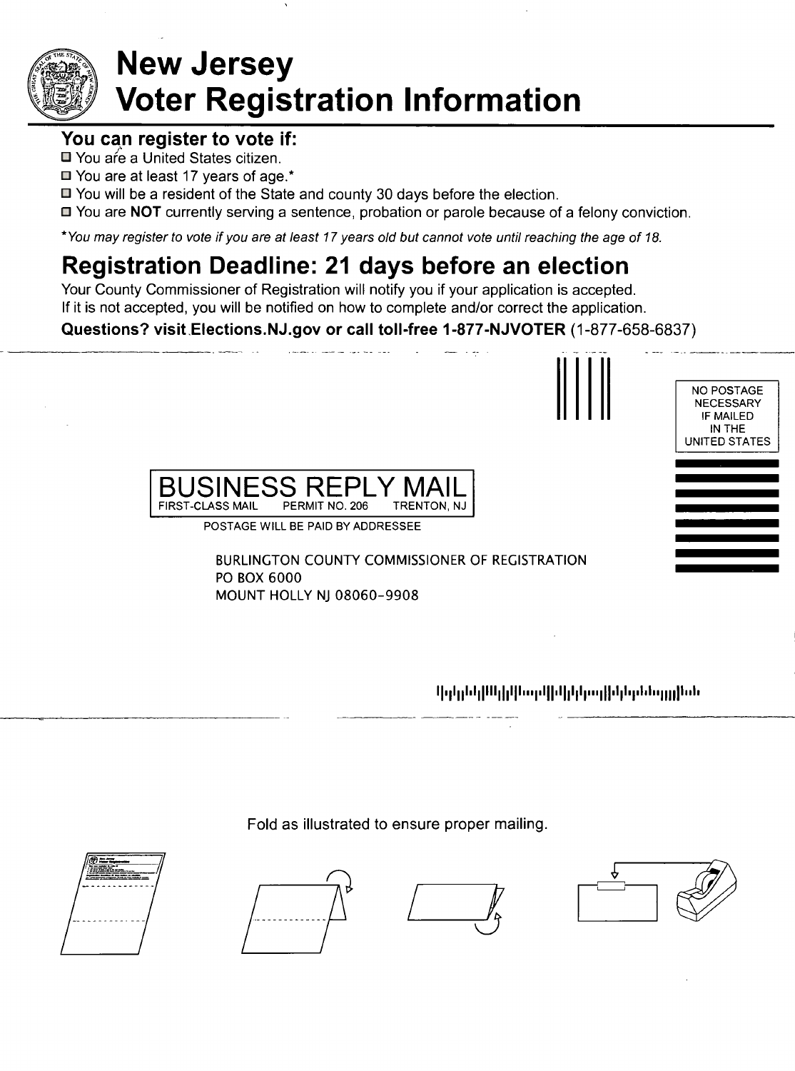# New Jersey Voter Registration Information

## You can register to vote if:

- You are a United States citizen.
- You are at least 17 years of age.*
- You will be a resident of the State and county 30 days before the election.
- You are **NOT** currently serving a sentence, probation or parole because of a felony conviction.

*\*You may register to vote if you are at least 17 years old but cannot vote until reaching the age of 18.*

## Registration Deadline: 21 days before an election

Your County Commissioner of Registration will notify you if your application is accepted.
If it is not accepted, you will be notified on how to complete and/or correct the application.

**Questions? visit Elections.NJ.gov or call toll-free 1-877-NJVOTER** (1-877-658-6837)

NO POSTAGE NECESSARY IF MAILED IN THE UNITED STATES

**BUSINESS REPLY MAIL**
FIRST-CLASS MAIL PERMIT NO. 206 TRENTON, NJ

POSTAGE WILL BE PAID BY ADDRESSEE

BURLINGTON COUNTY COMMISSIONER OF REGISTRATION
PO BOX 6000
MOUNT HOLLY NJ 08060-9908

Fold as illustrated to ensure proper mailing.